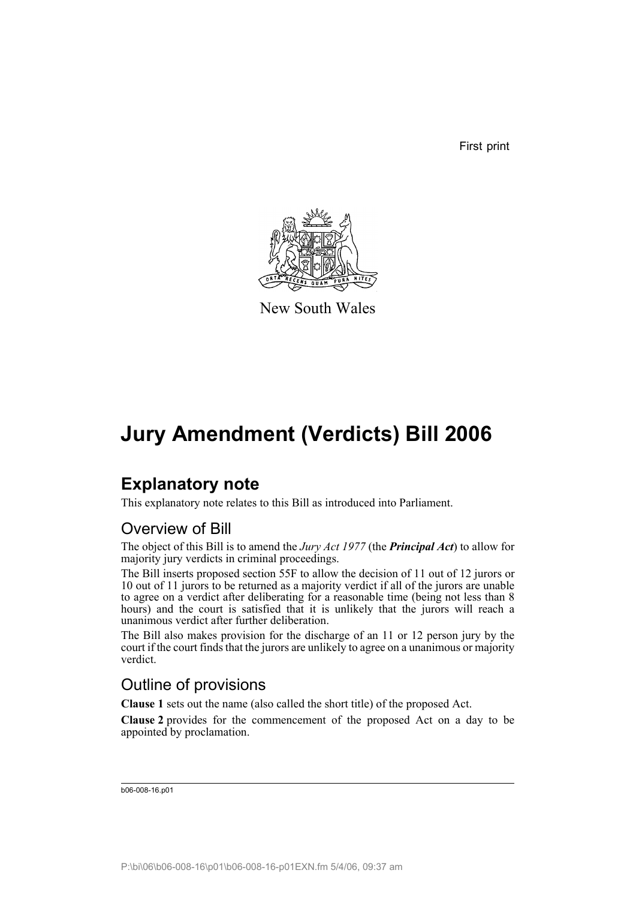First print

New South Wales

# Jury Amendment (Verdicts) Bill 2006

## Explanatory note

This explanatory note relates to this Bill as introduced into Parliament.

### Overview of Bill

The object of this Bill is to amend the *Jury Act 1977* (the ***Principal Act***) to allow for majority jury verdicts in criminal proceedings.

The Bill inserts proposed section 55F to allow the decision of 11 out of 12 jurors or 10 out of 11 jurors to be returned as a majority verdict if all of the jurors are unable to agree on a verdict after deliberating for a reasonable time (being not less than 8 hours) and the court is satisfied that it is unlikely that the jurors will reach a unanimous verdict after further deliberation.

The Bill also makes provision for the discharge of an 11 or 12 person jury by the court if the court finds that the jurors are unlikely to agree on a unanimous or majority verdict.

### Outline of provisions

**Clause 1** sets out the name (also called the short title) of the proposed Act.

**Clause 2** provides for the commencement of the proposed Act on a day to be appointed by proclamation.

b06-008-16.p01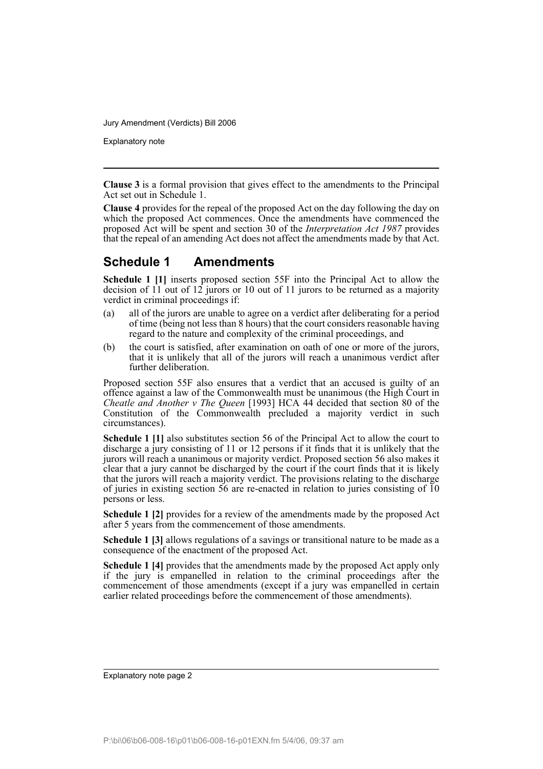**Clause 3** is a formal provision that gives effect to the amendments to the Principal Act set out in Schedule 1.

**Clause 4** provides for the repeal of the proposed Act on the day following the day on which the proposed Act commences. Once the amendments have commenced the proposed Act will be spent and section 30 of the *Interpretation Act 1987* provides that the repeal of an amending Act does not affect the amendments made by that Act.

## Schedule 1 Amendments

**Schedule 1 [1]** inserts proposed section 55F into the Principal Act to allow the decision of 11 out of 12 jurors or 10 out of 11 jurors to be returned as a majority verdict in criminal proceedings if:

(a) all of the jurors are unable to agree on a verdict after deliberating for a period of time (being not less than 8 hours) that the court considers reasonable having regard to the nature and complexity of the criminal proceedings, and

(b) the court is satisfied, after examination on oath of one or more of the jurors, that it is unlikely that all of the jurors will reach a unanimous verdict after further deliberation.

Proposed section 55F also ensures that a verdict that an accused is guilty of an offence against a law of the Commonwealth must be unanimous (the High Court in *Cheatle and Another v The Queen* [1993] HCA 44 decided that section 80 of the Constitution of the Commonwealth precluded a majority verdict in such circumstances).

**Schedule 1 [1]** also substitutes section 56 of the Principal Act to allow the court to discharge a jury consisting of 11 or 12 persons if it finds that it is unlikely that the jurors will reach a unanimous or majority verdict. Proposed section 56 also makes it clear that a jury cannot be discharged by the court if the court finds that it is likely that the jurors will reach a majority verdict. The provisions relating to the discharge of juries in existing section 56 are re-enacted in relation to juries consisting of 10 persons or less.

**Schedule 1 [2]** provides for a review of the amendments made by the proposed Act after 5 years from the commencement of those amendments.

**Schedule 1 [3]** allows regulations of a savings or transitional nature to be made as a consequence of the enactment of the proposed Act.

**Schedule 1 [4]** provides that the amendments made by the proposed Act apply only if the jury is empanelled in relation to the criminal proceedings after the commencement of those amendments (except if a jury was empanelled in certain earlier related proceedings before the commencement of those amendments).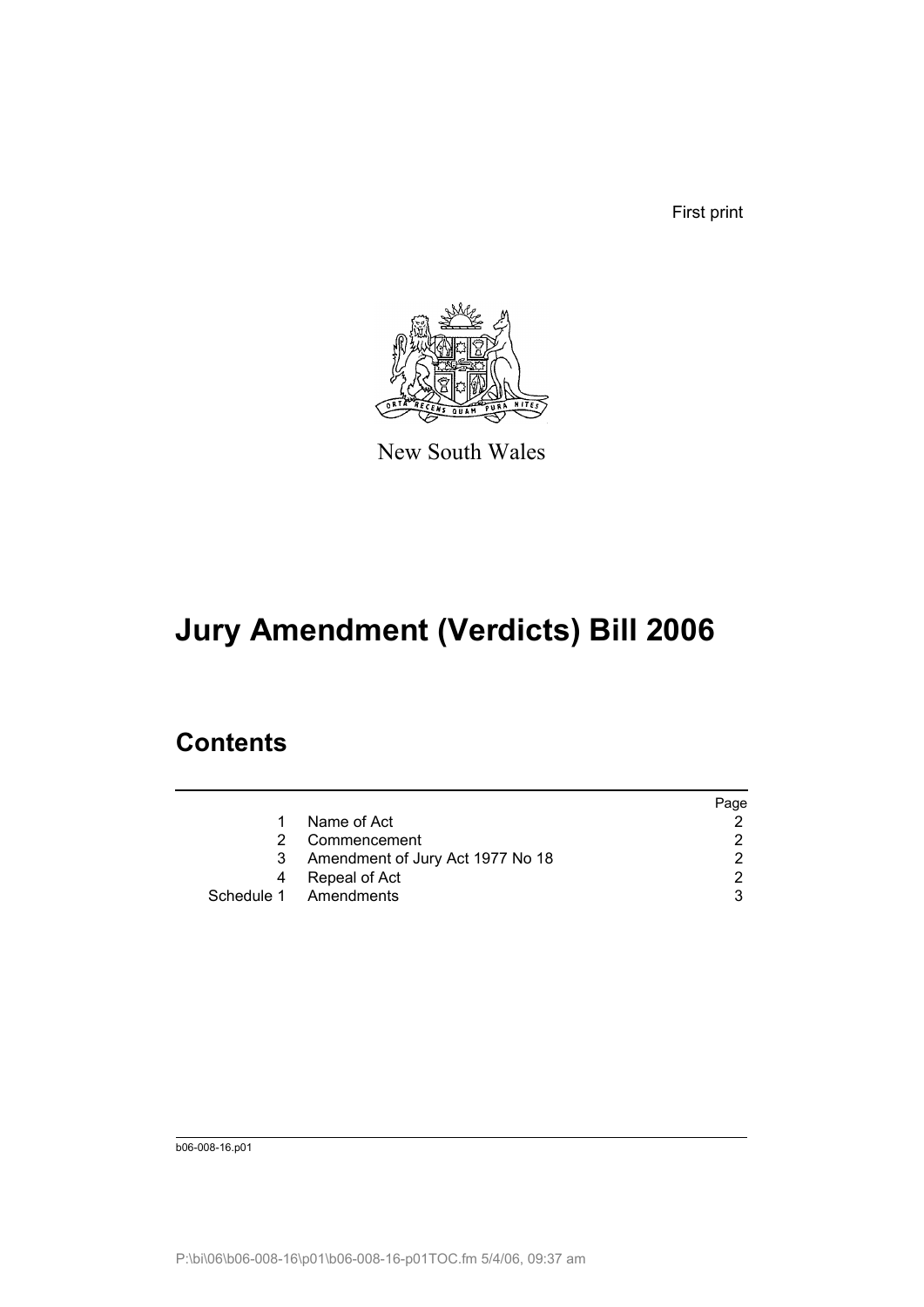First print

New South Wales

# Jury Amendment (Verdicts) Bill 2006

## Contents

|  |  | Page |
|---|---|---|
| 1 | Name of Act | 2 |
| 2 | Commencement | 2 |
| 3 | Amendment of Jury Act 1977 No 18 | 2 |
| 4 | Repeal of Act | 2 |
| Schedule 1 | Amendments | 3 |

b06-008-16.p01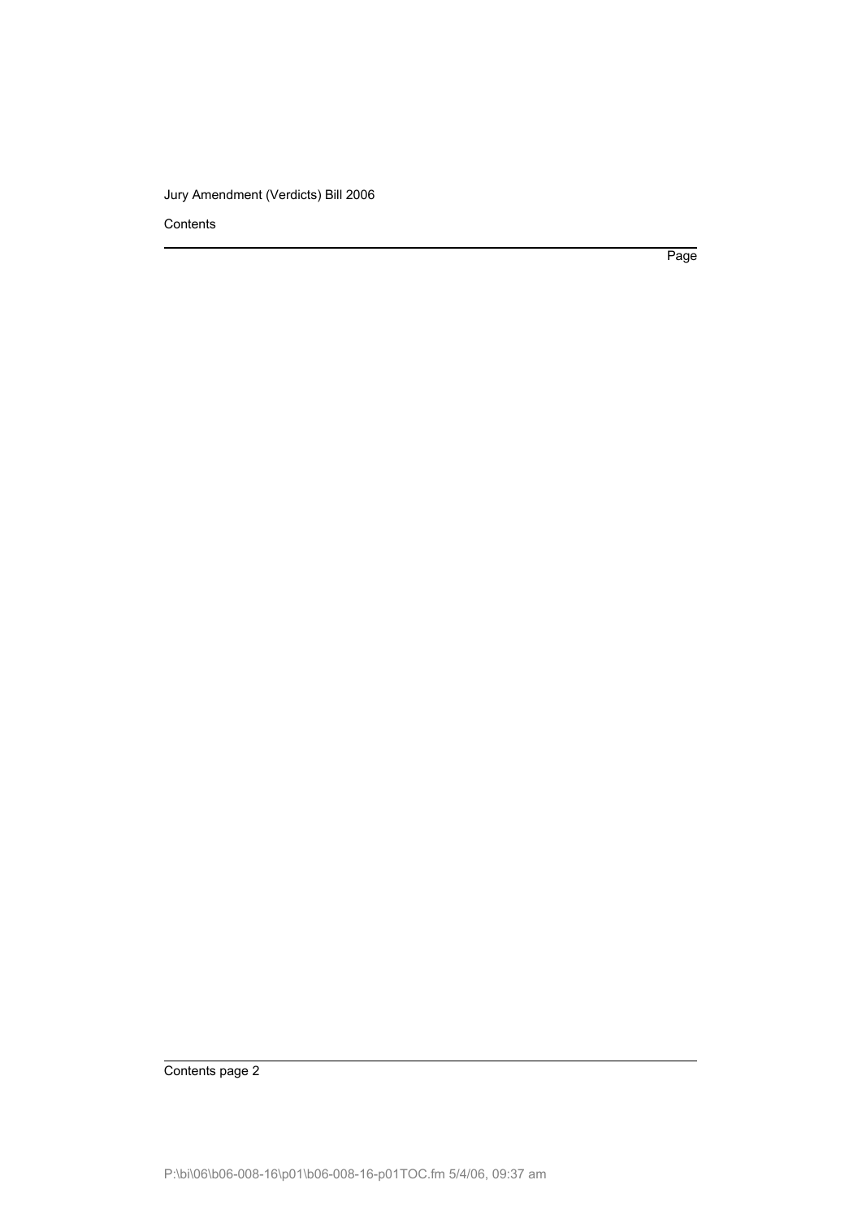Contents

Page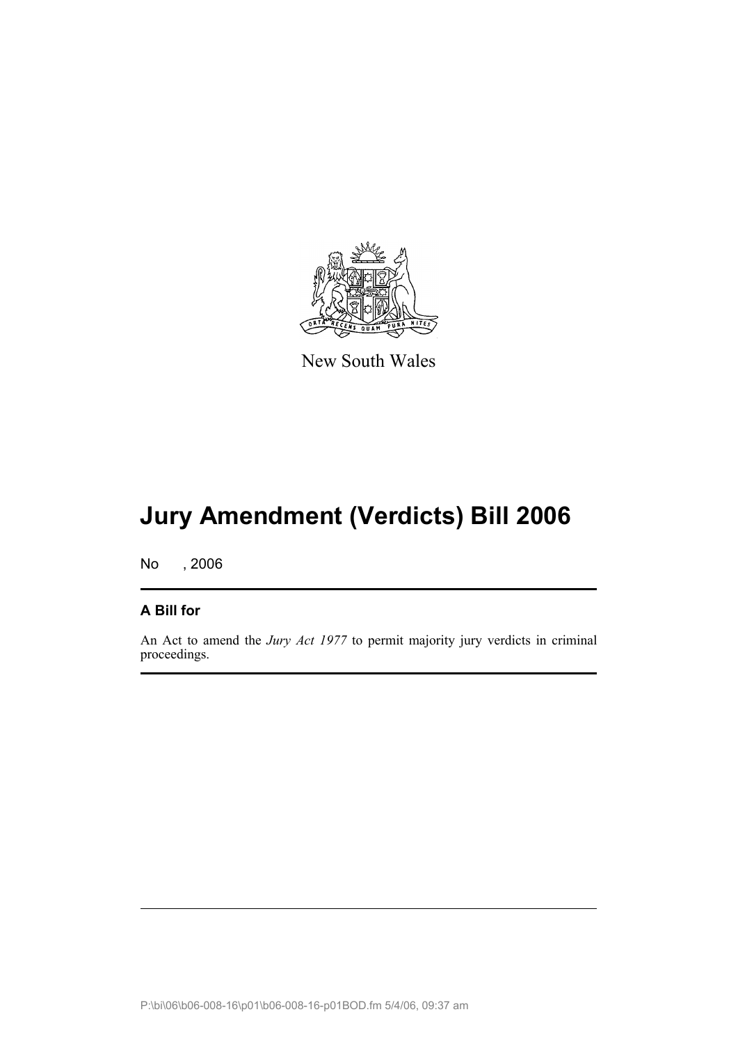New South Wales

# Jury Amendment (Verdicts) Bill 2006

No , 2006

## A Bill for

An Act to amend the *Jury Act 1977* to permit majority jury verdicts in criminal proceedings.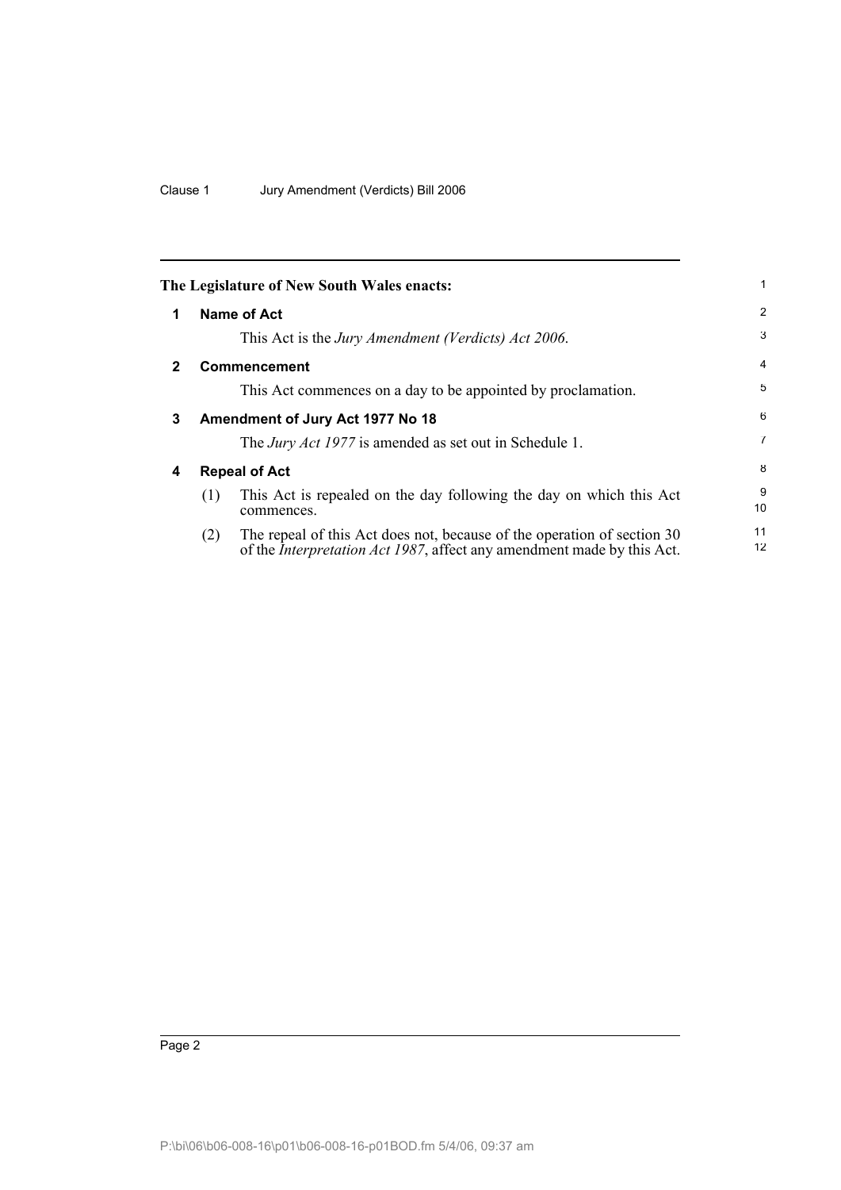**The Legislature of New South Wales enacts:**

## 1 Name of Act

This Act is the *Jury Amendment (Verdicts) Act 2006*.

## 2 Commencement

This Act commences on a day to be appointed by proclamation.

## 3 Amendment of Jury Act 1977 No 18

The *Jury Act 1977* is amended as set out in Schedule 1.

## 4 Repeal of Act

(1) This Act is repealed on the day following the day on which this Act commences.

(2) The repeal of this Act does not, because of the operation of section 30 of the *Interpretation Act 1987*, affect any amendment made by this Act.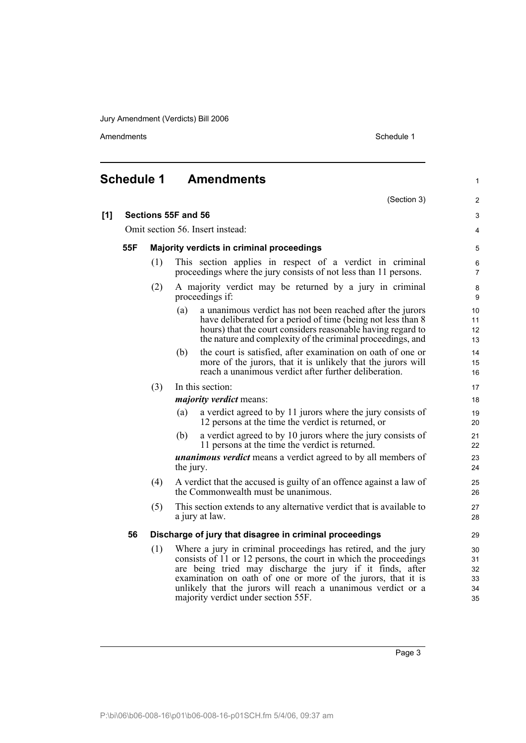## Schedule 1 Amendments

(Section 3)

### [1] Sections 55F and 56

Omit section 56. Insert instead:

#### 55F Majority verdicts in criminal proceedings

(1) This section applies in respect of a verdict in criminal proceedings where the jury consists of not less than 11 persons.

(2) A majority verdict may be returned by a jury in criminal proceedings if:

(a) a unanimous verdict has not been reached after the jurors have deliberated for a period of time (being not less than 8 hours) that the court considers reasonable having regard to the nature and complexity of the criminal proceedings, and

(b) the court is satisfied, after examination on oath of one or more of the jurors, that it is unlikely that the jurors will reach a unanimous verdict after further deliberation.

(3) In this section:

***majority verdict*** means:

(a) a verdict agreed to by 11 jurors where the jury consists of 12 persons at the time the verdict is returned, or

(b) a verdict agreed to by 10 jurors where the jury consists of 11 persons at the time the verdict is returned.

***unanimous verdict*** means a verdict agreed to by all members of the jury.

(4) A verdict that the accused is guilty of an offence against a law of the Commonwealth must be unanimous.

(5) This section extends to any alternative verdict that is available to a jury at law.

#### 56 Discharge of jury that disagree in criminal proceedings

(1) Where a jury in criminal proceedings has retired, and the jury consists of 11 or 12 persons, the court in which the proceedings are being tried may discharge the jury if it finds, after examination on oath of one or more of the jurors, that it is unlikely that the jurors will reach a unanimous verdict or a majority verdict under section 55F.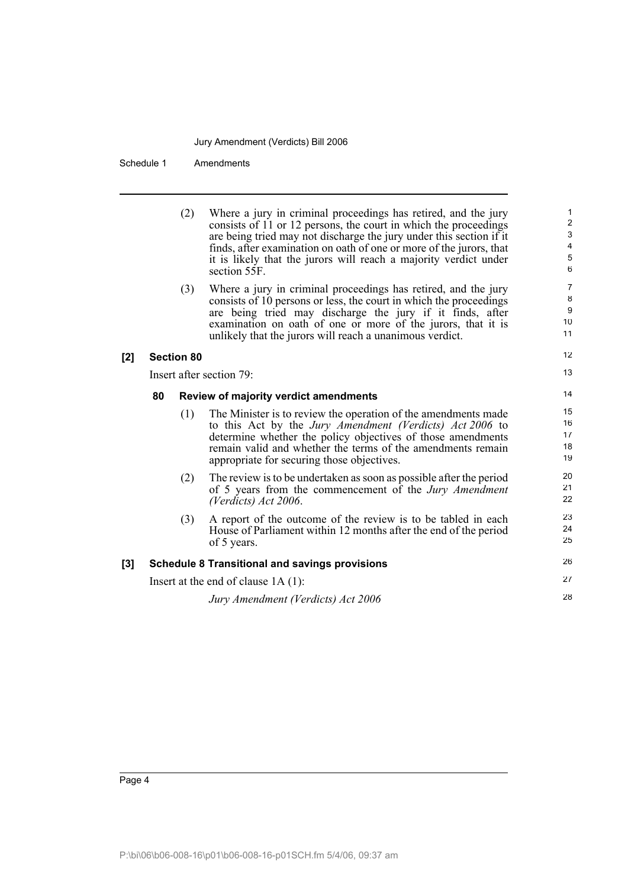(2) Where a jury in criminal proceedings has retired, and the jury consists of 11 or 12 persons, the court in which the proceedings are being tried may not discharge the jury under this section if it finds, after examination on oath of one or more of the jurors, that it is likely that the jurors will reach a majority verdict under section 55F.

(3) Where a jury in criminal proceedings has retired, and the jury consists of 10 persons or less, the court in which the proceedings are being tried may discharge the jury if it finds, after examination on oath of one or more of the jurors, that it is unlikely that the jurors will reach a unanimous verdict.

**[2] Section 80**

Insert after section 79:

**80 Review of majority verdict amendments**

(1) The Minister is to review the operation of the amendments made to this Act by the *Jury Amendment (Verdicts) Act 2006* to determine whether the policy objectives of those amendments remain valid and whether the terms of the amendments remain appropriate for securing those objectives.

(2) The review is to be undertaken as soon as possible after the period of 5 years from the commencement of the *Jury Amendment (Verdicts) Act 2006*.

(3) A report of the outcome of the review is to be tabled in each House of Parliament within 12 months after the end of the period of 5 years.

**[3] Schedule 8 Transitional and savings provisions**

Insert at the end of clause 1A (1):

*Jury Amendment (Verdicts) Act 2006*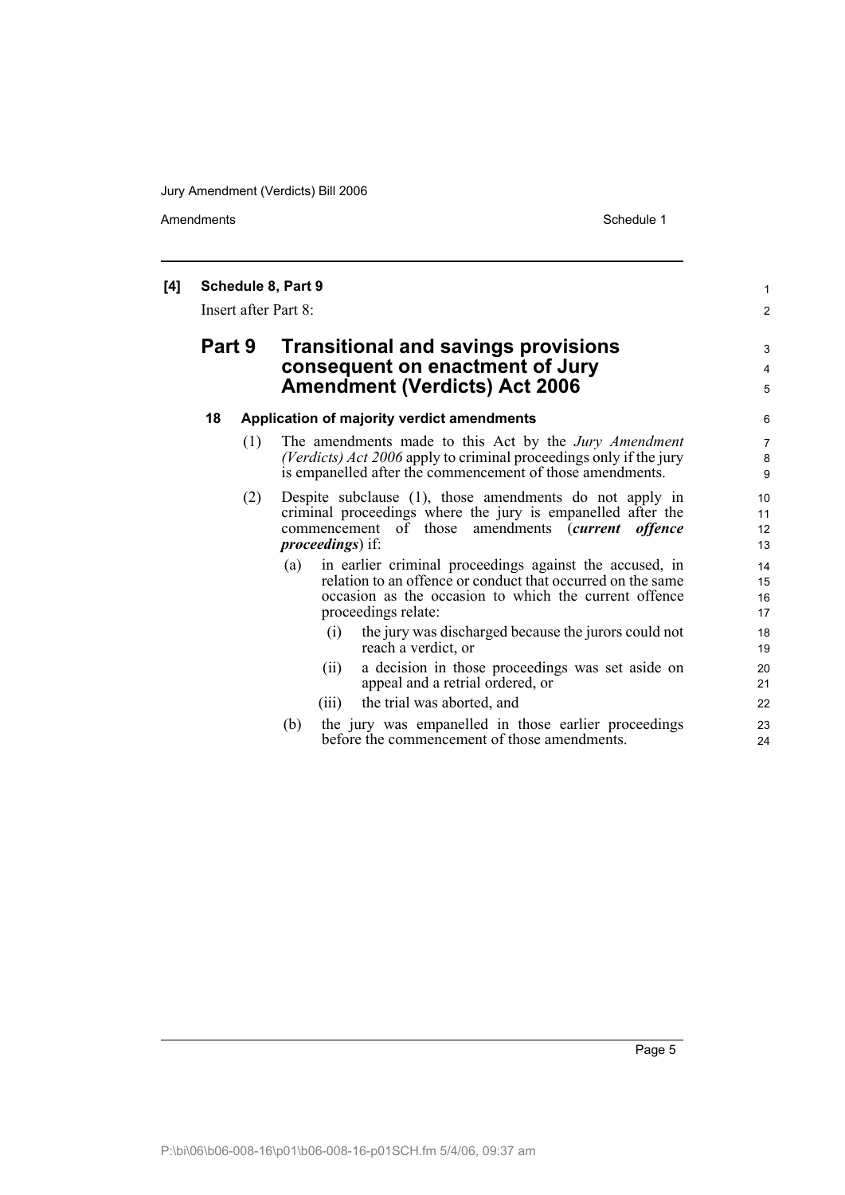**[4] Schedule 8, Part 9**

Insert after Part 8:

## Part 9 Transitional and savings provisions consequent on enactment of Jury Amendment (Verdicts) Act 2006

### 18 Application of majority verdict amendments

(1) The amendments made to this Act by the *Jury Amendment (Verdicts) Act 2006* apply to criminal proceedings only if the jury is empanelled after the commencement of those amendments.

(2) Despite subclause (1), those amendments do not apply in criminal proceedings where the jury is empanelled after the commencement of those amendments (***current offence proceedings***) if:

(a) in earlier criminal proceedings against the accused, in relation to an offence or conduct that occurred on the same occasion as the occasion to which the current offence proceedings relate:

(i) the jury was discharged because the jurors could not reach a verdict, or

(ii) a decision in those proceedings was set aside on appeal and a retrial ordered, or

(iii) the trial was aborted, and

(b) the jury was empanelled in those earlier proceedings before the commencement of those amendments.